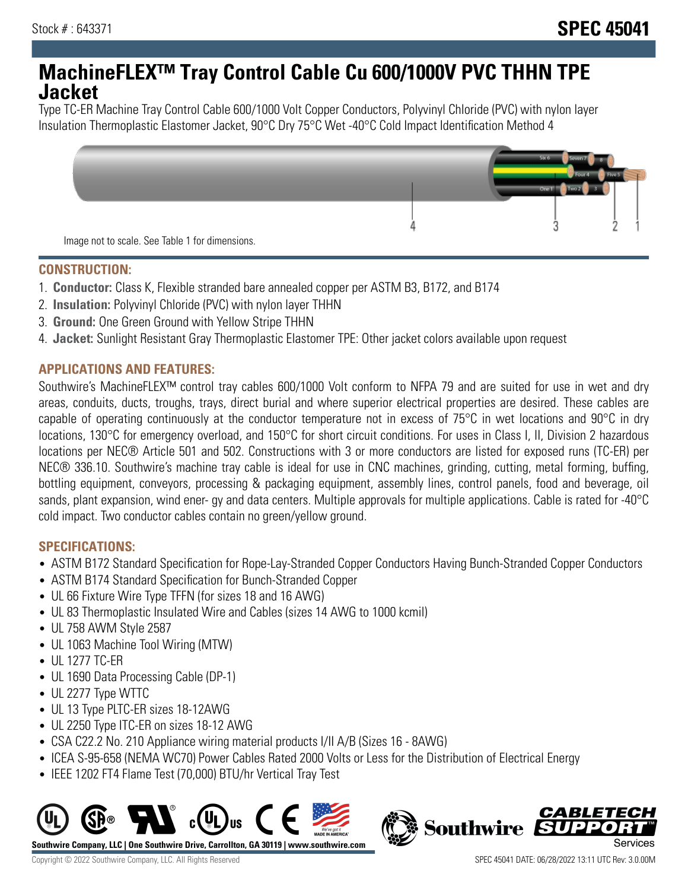Stock # : 643371

# SPEC 45041

# MachineFLEX™ Tray Control Cable Cu 600/1000V PVC THHN TPE Jacket

Type TC-ER Machine Tray Control Cable 600/1000 Volt Copper Conductors, Polyvinyl Chloride (PVC) with nylon layer Insulation Thermoplastic Elastomer Jacket, 90°C Dry 75°C Wet -40°C Cold Impact Identification Method 4

Image not to scale. See Table 1 for dimensions.

## CONSTRUCTION:

1. **Conductor:** Class K, Flexible stranded bare annealed copper per ASTM B3, B172, and B174
2. **Insulation:** Polyvinyl Chloride (PVC) with nylon layer THHN
3. **Ground:** One Green Ground with Yellow Stripe THHN
4. **Jacket:** Sunlight Resistant Gray Thermoplastic Elastomer TPE: Other jacket colors available upon request

## APPLICATIONS AND FEATURES:

Southwire's MachineFLEX™ control tray cables 600/1000 Volt conform to NFPA 79 and are suited for use in wet and dry areas, conduits, ducts, troughs, trays, direct burial and where superior electrical properties are desired. These cables are capable of operating continuously at the conductor temperature not in excess of 75°C in wet locations and 90°C in dry locations, 130°C for emergency overload, and 150°C for short circuit conditions. For uses in Class I, II, Division 2 hazardous locations per NEC® Article 501 and 502. Constructions with 3 or more conductors are listed for exposed runs (TC-ER) per NEC® 336.10. Southwire's machine tray cable is ideal for use in CNC machines, grinding, cutting, metal forming, buffing, bottling equipment, conveyors, processing & packaging equipment, assembly lines, control panels, food and beverage, oil sands, plant expansion, wind ener- gy and data centers. Multiple approvals for multiple applications. Cable is rated for -40°C cold impact. Two conductor cables contain no green/yellow ground.

## SPECIFICATIONS:

- ASTM B172 Standard Specification for Rope-Lay-Stranded Copper Conductors Having Bunch-Stranded Copper Conductors
- ASTM B174 Standard Specification for Bunch-Stranded Copper
- UL 66 Fixture Wire Type TFFN (for sizes 18 and 16 AWG)
- UL 83 Thermoplastic Insulated Wire and Cables (sizes 14 AWG to 1000 kcmil)
- UL 758 AWM Style 2587
- UL 1063 Machine Tool Wiring (MTW)
- UL 1277 TC-ER
- UL 1690 Data Processing Cable (DP-1)
- UL 2277 Type WTTC
- UL 13 Type PLTC-ER sizes 18-12AWG
- UL 2250 Type ITC-ER on sizes 18-12 AWG
- CSA C22.2 No. 210 Appliance wiring material products I/II A/B (Sizes 16 - 8AWG)
- ICEA S-95-658 (NEMA WC70) Power Cables Rated 2000 Volts or Less for the Distribution of Electrical Energy
- IEEE 1202 FT4 Flame Test (70,000) BTU/hr Vertical Tray Test

**Southwire Company, LLC | One Southwire Drive, Carrollton, GA 30119 | www.southwire.com**

Copyright © 2022 Southwire Company, LLC. All Rights Reserved

SPEC 45041 DATE: 06/28/2022 13:11 UTC Rev: 3.0.00M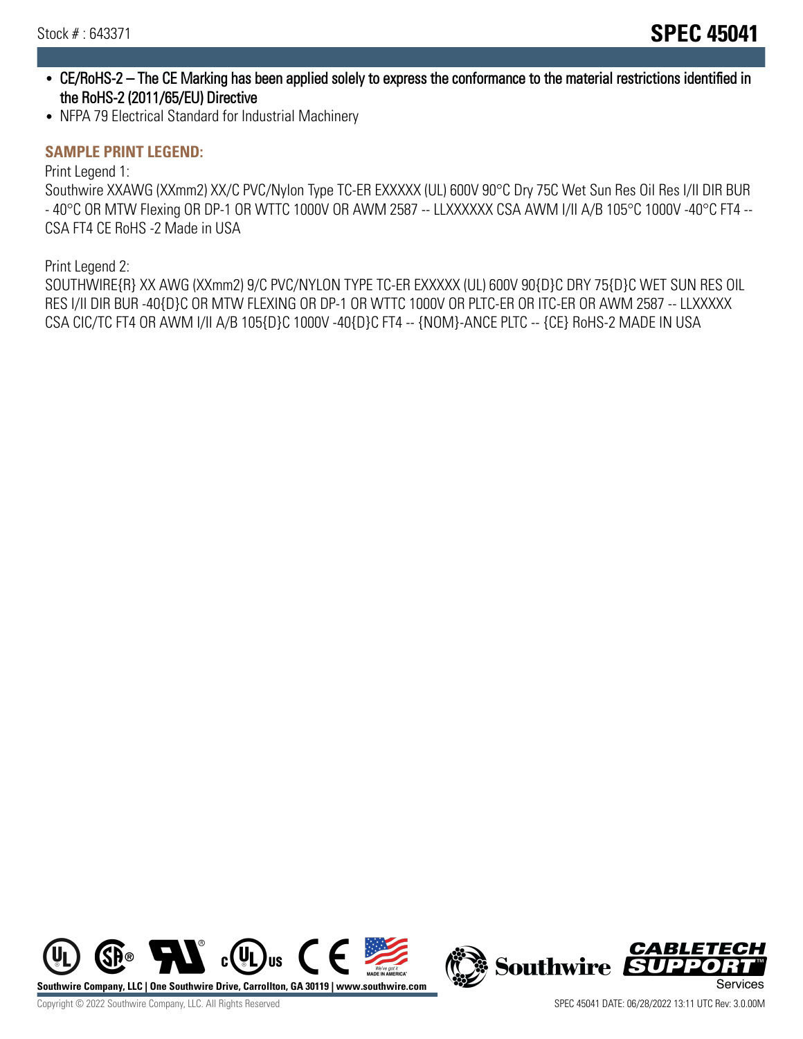- CE/RoHS-2 – The CE Marking has been applied solely to express the conformance to the material restrictions identified in the RoHS-2 (2011/65/EU) Directive
- NFPA 79 Electrical Standard for Industrial Machinery

**SAMPLE PRINT LEGEND:**

Print Legend 1:
Southwire XXAWG (XXmm2) XX/C PVC/Nylon Type TC-ER EXXXXX (UL) 600V 90°C Dry 75C Wet Sun Res Oil Res I/II DIR BUR - 40°C OR MTW Flexing OR DP-1 OR WTTC 1000V OR AWM 2587 -- LLXXXXXX CSA AWM I/II A/B 105°C 1000V -40°C FT4 -- CSA FT4 CE RoHS -2 Made in USA

Print Legend 2:
SOUTHWIRE{R} XX AWG (XXmm2) 9/C PVC/NYLON TYPE TC-ER EXXXXX (UL) 600V 90{D}C DRY 75{D}C WET SUN RES OIL RES I/II DIR BUR -40{D}C OR MTW FLEXING OR DP-1 OR WTTC 1000V OR PLTC-ER OR ITC-ER OR AWM 2587 -- LLXXXXX CSA CIC/TC FT4 OR AWM I/II A/B 105{D}C 1000V -40{D}C FT4 -- {NOM}-ANCE PLTC -- {CE} RoHS-2 MADE IN USA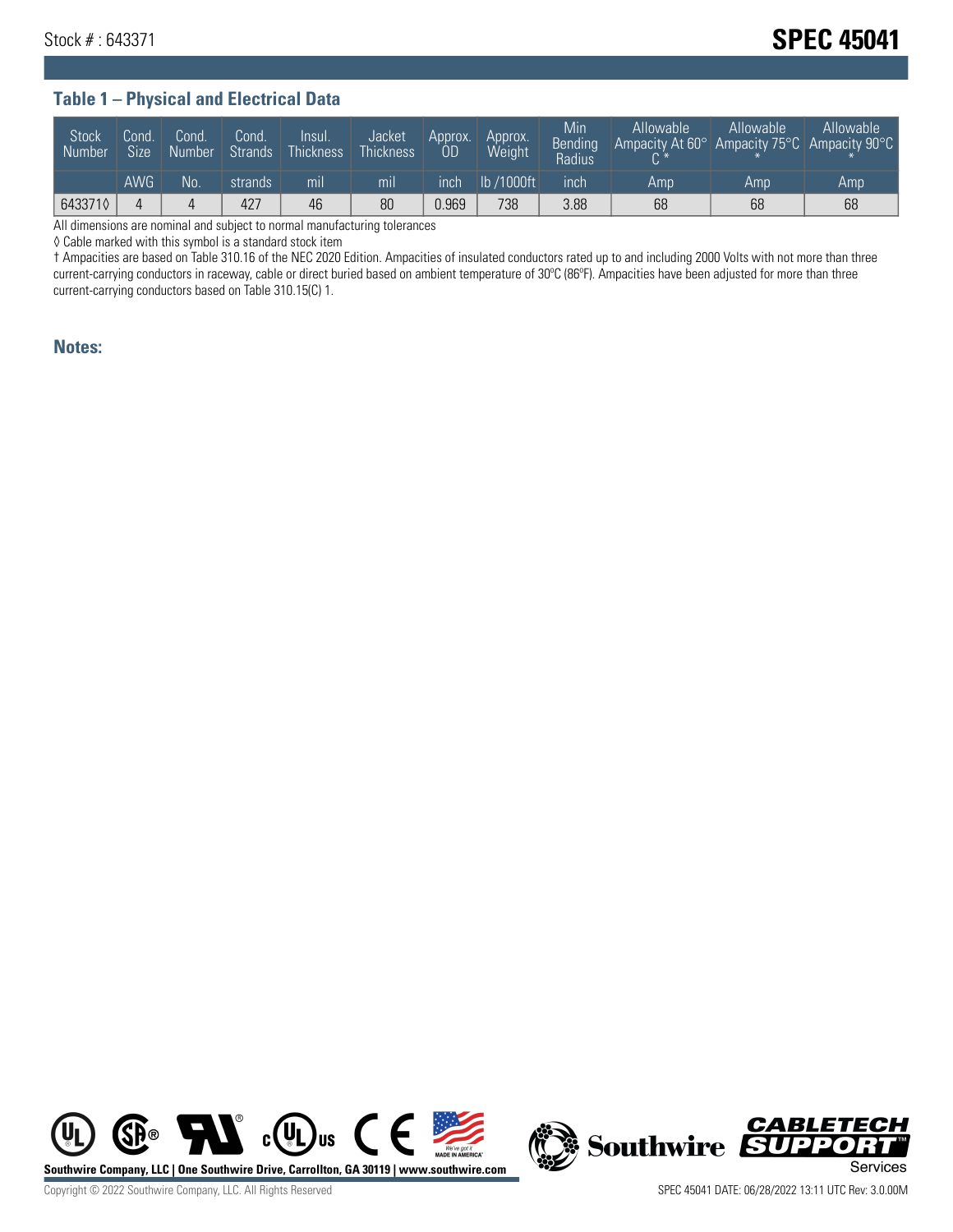### Table 1 – Physical and Electrical Data

| Stock Number | Cond. Size | Cond. Number | Cond. Strands | Insul. Thickness | Jacket Thickness | Approx. OD | Approx. Weight | Min Bending Radius | Allowable Ampacity At 60° C * | Allowable Ampacity 75°C * | Allowable Ampacity 90°C * |
|---|---|---|---|---|---|---|---|---|---|---|---|
| | AWG | No. | strands | mil | mil | inch | lb /1000ft | inch | Amp | Amp | Amp |
| 643371◊ | 4 | 4 | 427 | 46 | 80 | 0.969 | 738 | 3.88 | 68 | 68 | 68 |

All dimensions are nominal and subject to normal manufacturing tolerances

◊ Cable marked with this symbol is a standard stock item

† Ampacities are based on Table 310.16 of the NEC 2020 Edition. Ampacities of insulated conductors rated up to and including 2000 Volts with not more than three current-carrying conductors in raceway, cable or direct buried based on ambient temperature of 30ºC (86ºF). Ampacities have been adjusted for more than three current-carrying conductors based on Table 310.15(C) 1.

**Notes:**

Southwire Company, LLC | One Southwire Drive, Carrollton, GA 30119 | www.southwire.com

Copyright © 2022 Southwire Company, LLC. All Rights Reserved

SPEC 45041 DATE: 06/28/2022 13:11 UTC Rev: 3.0.00M